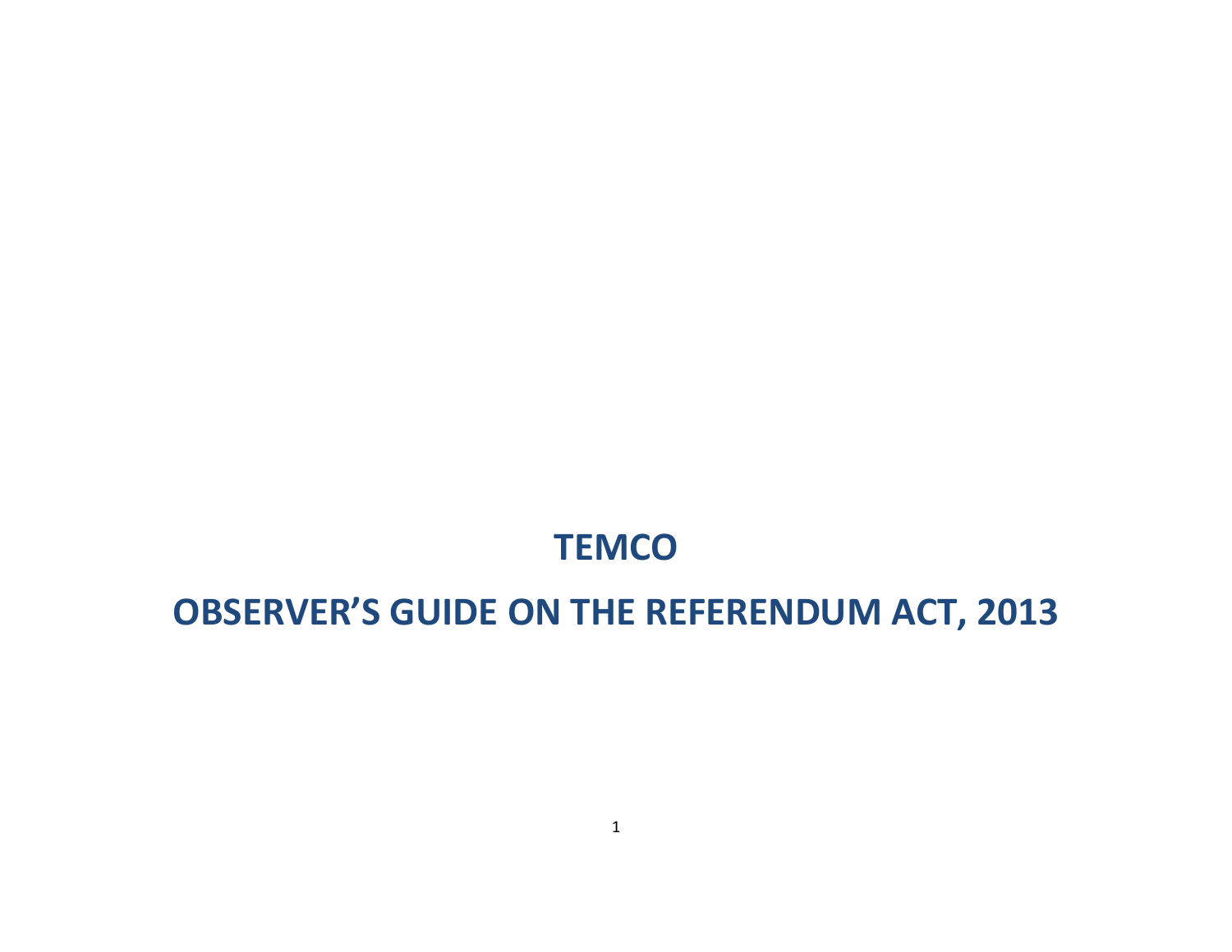# TEMCO

# OBSERVER'S GUIDE ON THE REFERENDUM ACT, 2013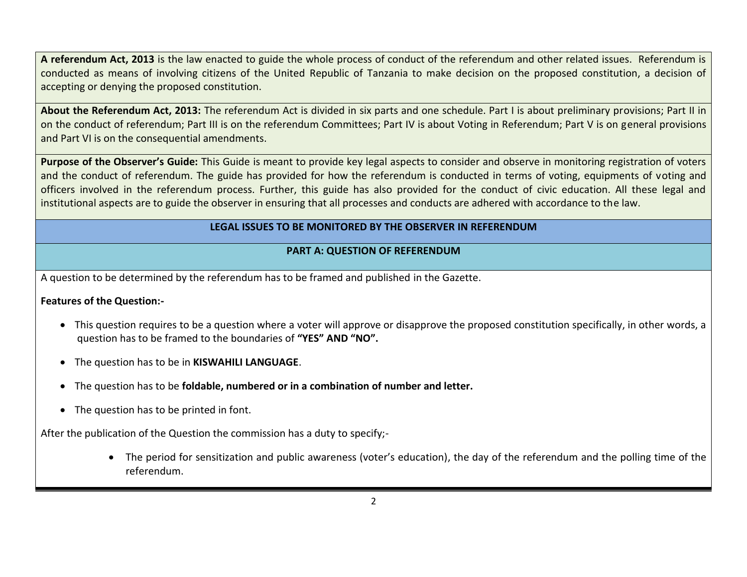**A referendum Act, 2013** is the law enacted to guide the whole process of conduct of the referendum and other related issues. Referendum is conducted as means of involving citizens of the United Republic of Tanzania to make decision on the proposed constitution, a decision of accepting or denying the proposed constitution.

**About the Referendum Act, 2013:** The referendum Act is divided in six parts and one schedule. Part I is about preliminary provisions; Part II in on the conduct of referendum; Part III is on the referendum Committees; Part IV is about Voting in Referendum; Part V is on general provisions and Part VI is on the consequential amendments.

**Purpose of the Observer's Guide:** This Guide is meant to provide key legal aspects to consider and observe in monitoring registration of voters and the conduct of referendum. The guide has provided for how the referendum is conducted in terms of voting, equipments of voting and officers involved in the referendum process. Further, this guide has also provided for the conduct of civic education. All these legal and institutional aspects are to guide the observer in ensuring that all processes and conducts are adhered with accordance to the law.

## LEGAL ISSUES TO BE MONITORED BY THE OBSERVER IN REFERENDUM

### PART A: QUESTION OF REFERENDUM

A question to be determined by the referendum has to be framed and published in the Gazette.

**Features of the Question:-**

- This question requires to be a question where a voter will approve or disapprove the proposed constitution specifically, in other words, a question has to be framed to the boundaries of **"YES" AND "NO".**
- The question has to be in **KISWAHILI LANGUAGE**.
- The question has to be **foldable, numbered or in a combination of number and letter.**
- The question has to be printed in font.

After the publication of the Question the commission has a duty to specify;-

- The period for sensitization and public awareness (voter's education), the day of the referendum and the polling time of the referendum.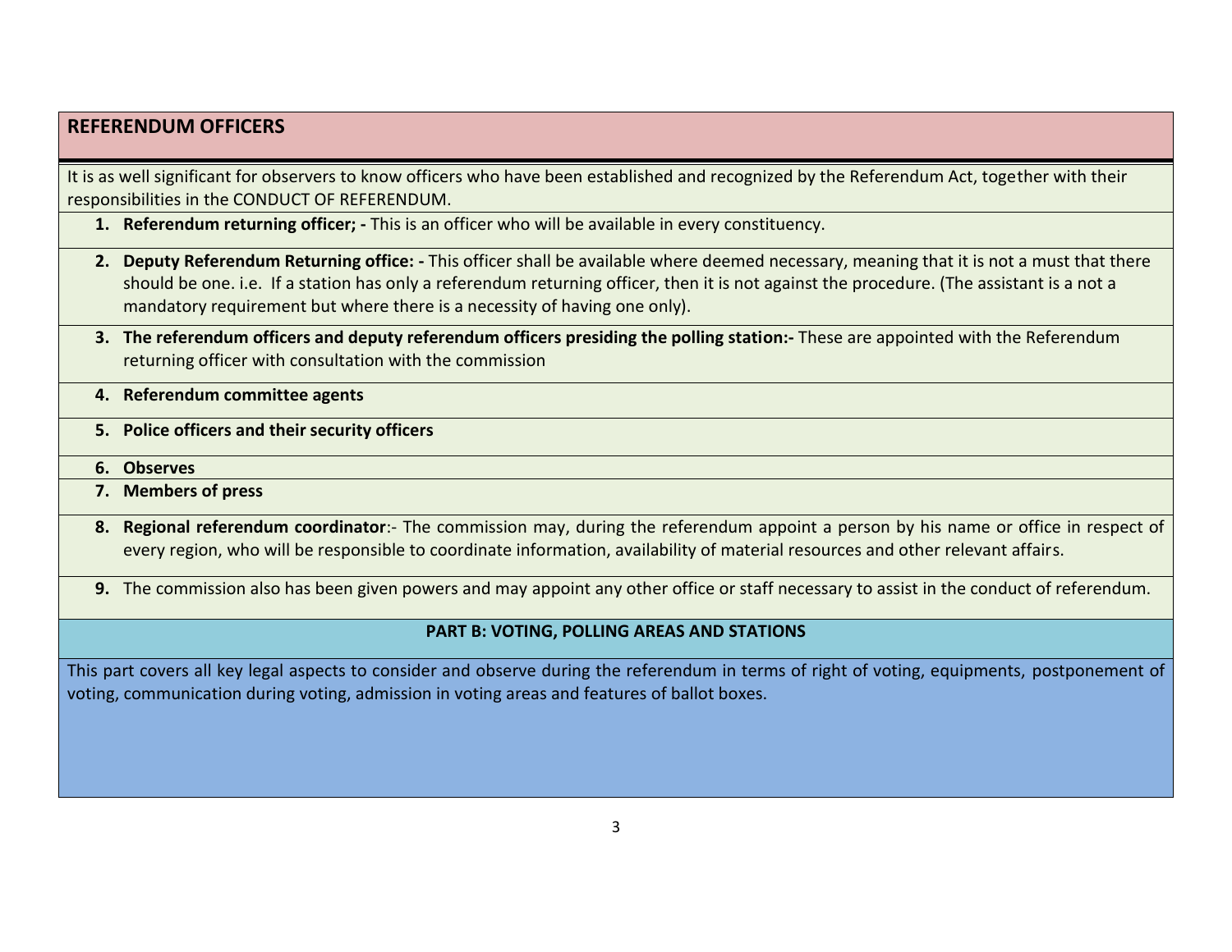## REFERENDUM OFFICERS

It is as well significant for observers to know officers who have been established and recognized by the Referendum Act, together with their responsibilities in the CONDUCT OF REFERENDUM.

1. **Referendum returning officer; -** This is an officer who will be available in every constituency.
2. **Deputy Referendum Returning office: -** This officer shall be available where deemed necessary, meaning that it is not a must that there should be one. i.e. If a station has only a referendum returning officer, then it is not against the procedure. (The assistant is a not a mandatory requirement but where there is a necessity of having one only).
3. **The referendum officers and deputy referendum officers presiding the polling station:-** These are appointed with the Referendum returning officer with consultation with the commission
4. **Referendum committee agents**
5. **Police officers and their security officers**
6. **Observes**
7. **Members of press**
8. **Regional referendum coordinator**:- The commission may, during the referendum appoint a person by his name or office in respect of every region, who will be responsible to coordinate information, availability of material resources and other relevant affairs.
9. The commission also has been given powers and may appoint any other office or staff necessary to assist in the conduct of referendum.

## PART B: VOTING, POLLING AREAS AND STATIONS

This part covers all key legal aspects to consider and observe during the referendum in terms of right of voting, equipments, postponement of voting, communication during voting, admission in voting areas and features of ballot boxes.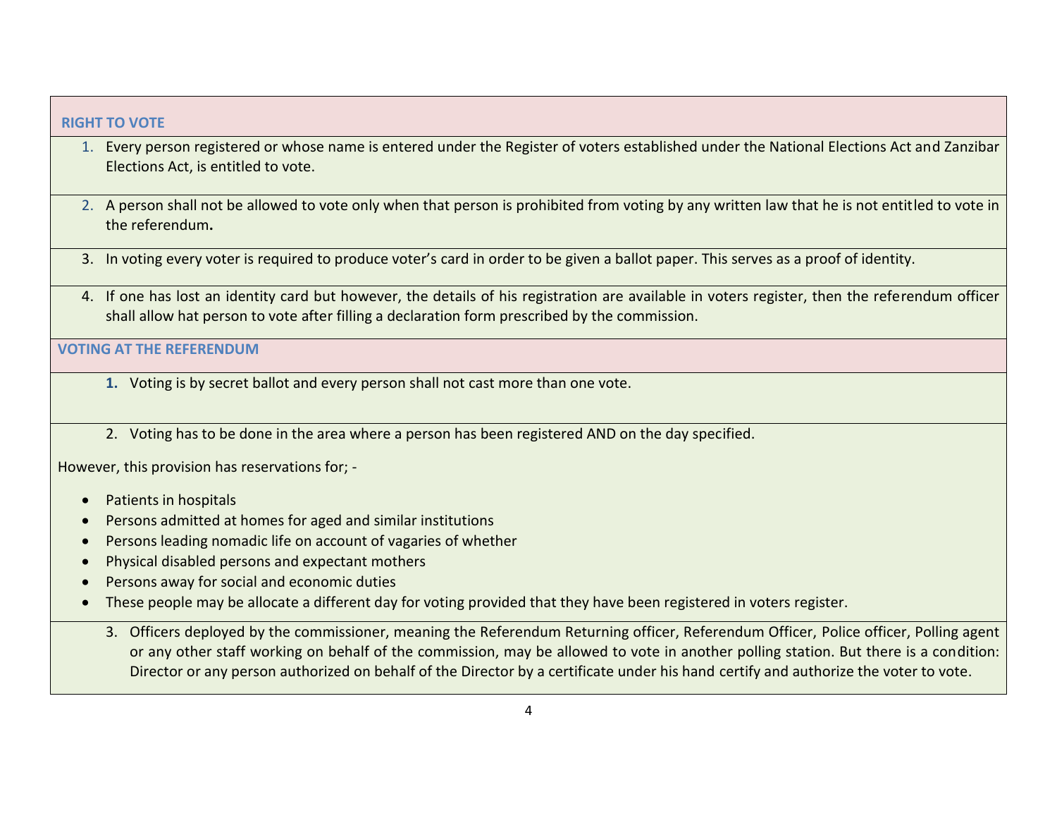## RIGHT TO VOTE

1. Every person registered or whose name is entered under the Register of voters established under the National Elections Act and Zanzibar Elections Act, is entitled to vote.
2. A person shall not be allowed to vote only when that person is prohibited from voting by any written law that he is not entitled to vote in the referendum**.**
3. In voting every voter is required to produce voter's card in order to be given a ballot paper. This serves as a proof of identity.
4. If one has lost an identity card but however, the details of his registration are available in voters register, then the referendum officer shall allow hat person to vote after filling a declaration form prescribed by the commission.

## VOTING AT THE REFERENDUM

1. Voting is by secret ballot and every person shall not cast more than one vote.
2. Voting has to be done in the area where a person has been registered AND on the day specified.

However, this provision has reservations for; -

- Patients in hospitals
- Persons admitted at homes for aged and similar institutions
- Persons leading nomadic life on account of vagaries of whether
- Physical disabled persons and expectant mothers
- Persons away for social and economic duties
- These people may be allocate a different day for voting provided that they have been registered in voters register.

3. Officers deployed by the commissioner, meaning the Referendum Returning officer, Referendum Officer, Police officer, Polling agent or any other staff working on behalf of the commission, may be allowed to vote in another polling station. But there is a condition: Director or any person authorized on behalf of the Director by a certificate under his hand certify and authorize the voter to vote.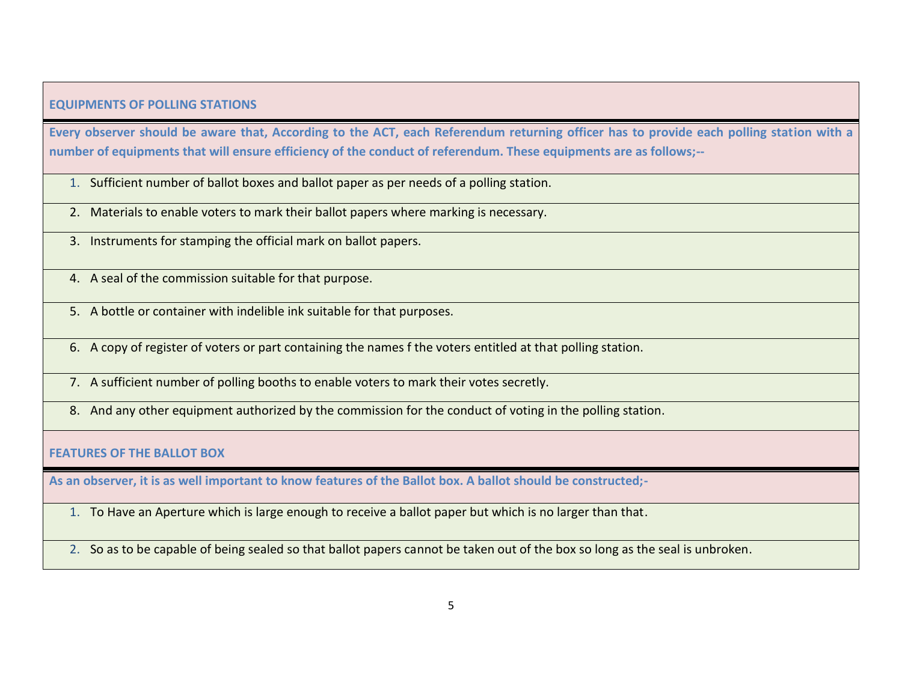## EQUIPMENTS OF POLLING STATIONS

**Every observer should be aware that, According to the ACT, each Referendum returning officer has to provide each polling station with a number of equipments that will ensure efficiency of the conduct of referendum. These equipments are as follows;--**

1. Sufficient number of ballot boxes and ballot paper as per needs of a polling station.
2. Materials to enable voters to mark their ballot papers where marking is necessary.
3. Instruments for stamping the official mark on ballot papers.
4. A seal of the commission suitable for that purpose.
5. A bottle or container with indelible ink suitable for that purposes.
6. A copy of register of voters or part containing the names f the voters entitled at that polling station.
7. A sufficient number of polling booths to enable voters to mark their votes secretly.
8. And any other equipment authorized by the commission for the conduct of voting in the polling station.

## FEATURES OF THE BALLOT BOX

**As an observer, it is as well important to know features of the Ballot box. A ballot should be constructed;-**

1. To Have an Aperture which is large enough to receive a ballot paper but which is no larger than that.
2. So as to be capable of being sealed so that ballot papers cannot be taken out of the box so long as the seal is unbroken.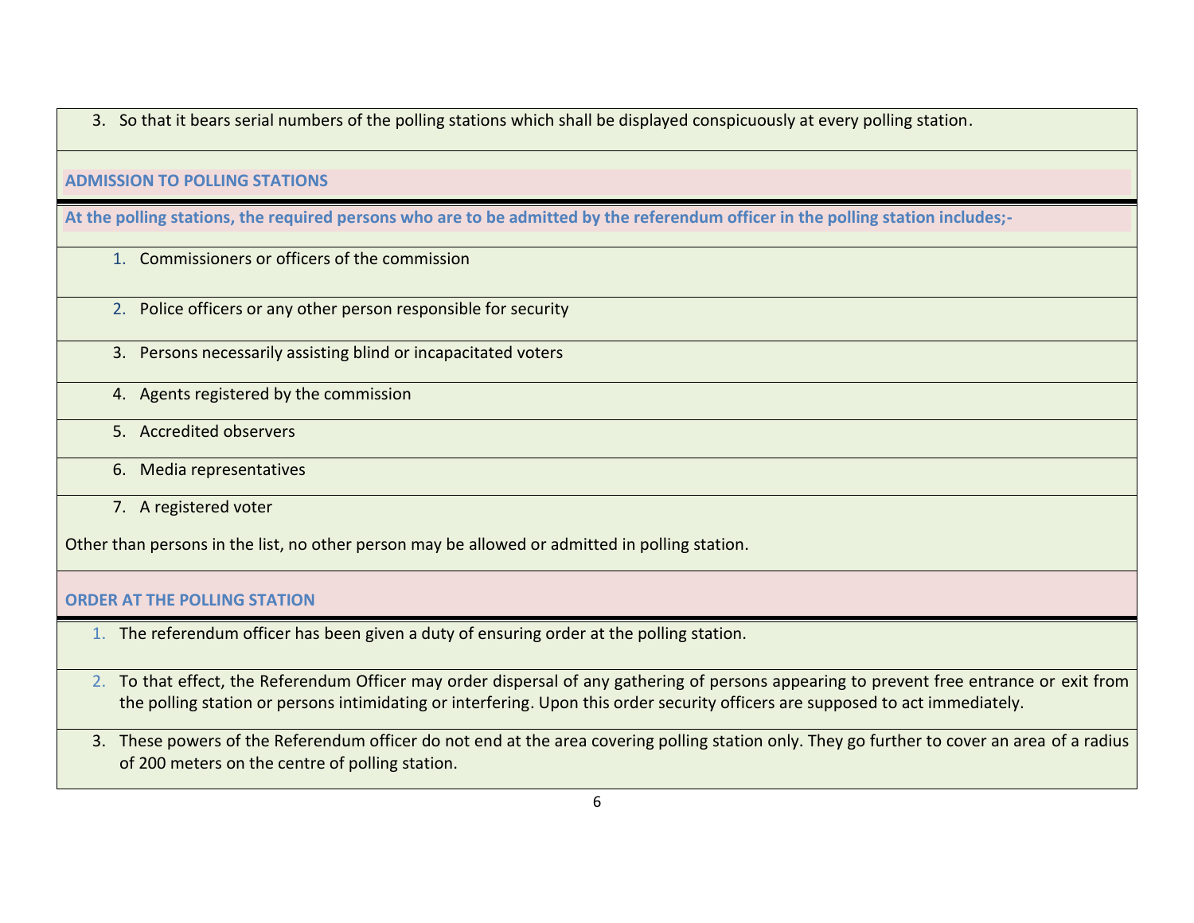3. So that it bears serial numbers of the polling stations which shall be displayed conspicuously at every polling station.

## ADMISSION TO POLLING STATIONS

**At the polling stations, the required persons who are to be admitted by the referendum officer in the polling station includes;-**

1. Commissioners or officers of the commission
2. Police officers or any other person responsible for security
3. Persons necessarily assisting blind or incapacitated voters
4. Agents registered by the commission
5. Accredited observers
6. Media representatives
7. A registered voter

Other than persons in the list, no other person may be allowed or admitted in polling station.

## ORDER AT THE POLLING STATION

1. The referendum officer has been given a duty of ensuring order at the polling station.
2. To that effect, the Referendum Officer may order dispersal of any gathering of persons appearing to prevent free entrance or exit from the polling station or persons intimidating or interfering. Upon this order security officers are supposed to act immediately.
3. These powers of the Referendum officer do not end at the area covering polling station only. They go further to cover an area of a radius of 200 meters on the centre of polling station.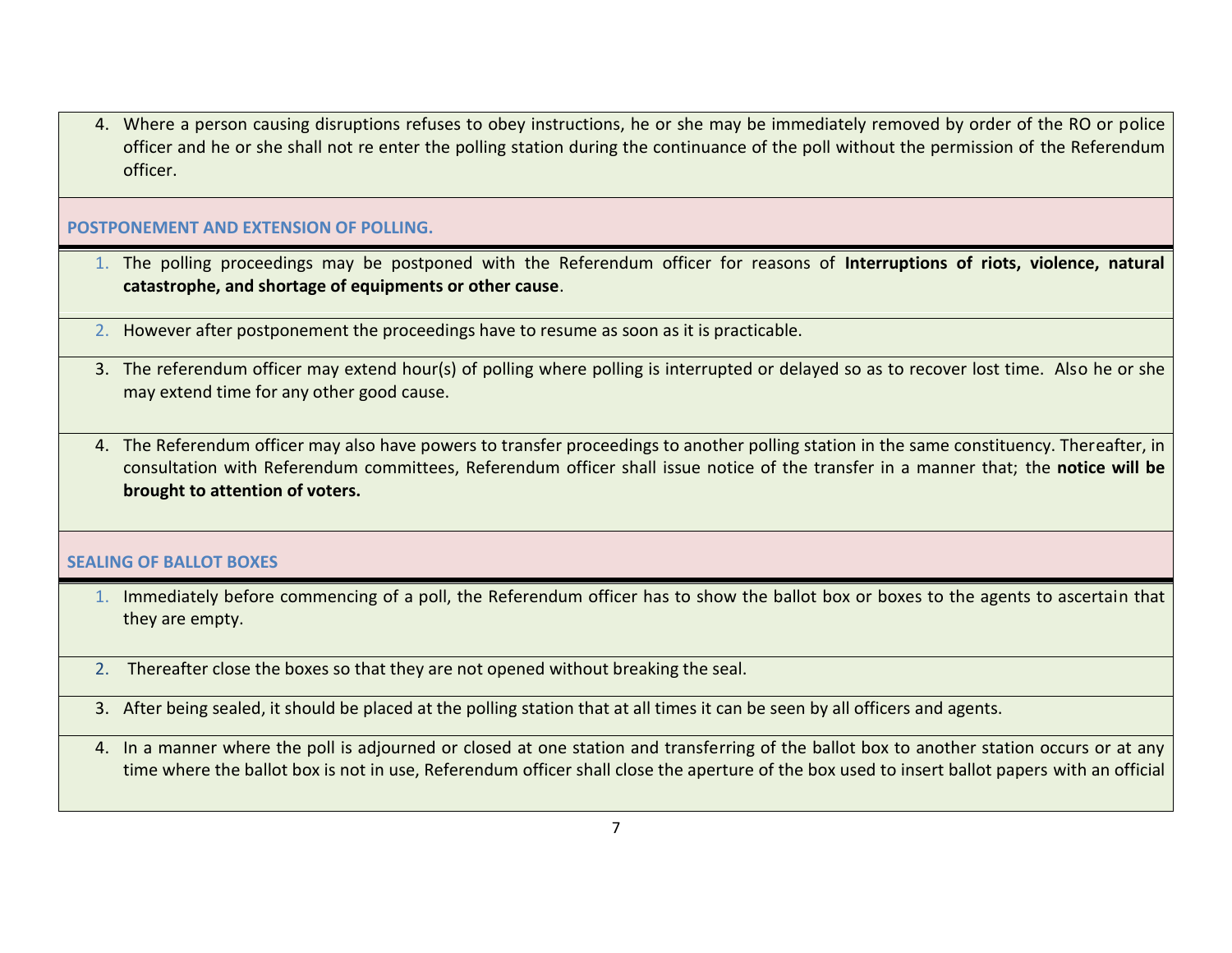4. Where a person causing disruptions refuses to obey instructions, he or she may be immediately removed by order of the RO or police officer and he or she shall not re enter the polling station during the continuance of the poll without the permission of the Referendum officer.

## POSTPONEMENT AND EXTENSION OF POLLING.

1. The polling proceedings may be postponed with the Referendum officer for reasons of **Interruptions of riots, violence, natural catastrophe, and shortage of equipments or other cause**.
2. However after postponement the proceedings have to resume as soon as it is practicable.
3. The referendum officer may extend hour(s) of polling where polling is interrupted or delayed so as to recover lost time. Also he or she may extend time for any other good cause.
4. The Referendum officer may also have powers to transfer proceedings to another polling station in the same constituency. Thereafter, in consultation with Referendum committees, Referendum officer shall issue notice of the transfer in a manner that; the **notice will be brought to attention of voters.**

## SEALING OF BALLOT BOXES

1. Immediately before commencing of a poll, the Referendum officer has to show the ballot box or boxes to the agents to ascertain that they are empty.
2. Thereafter close the boxes so that they are not opened without breaking the seal.
3. After being sealed, it should be placed at the polling station that at all times it can be seen by all officers and agents.
4. In a manner where the poll is adjourned or closed at one station and transferring of the ballot box to another station occurs or at any time where the ballot box is not in use, Referendum officer shall close the aperture of the box used to insert ballot papers with an official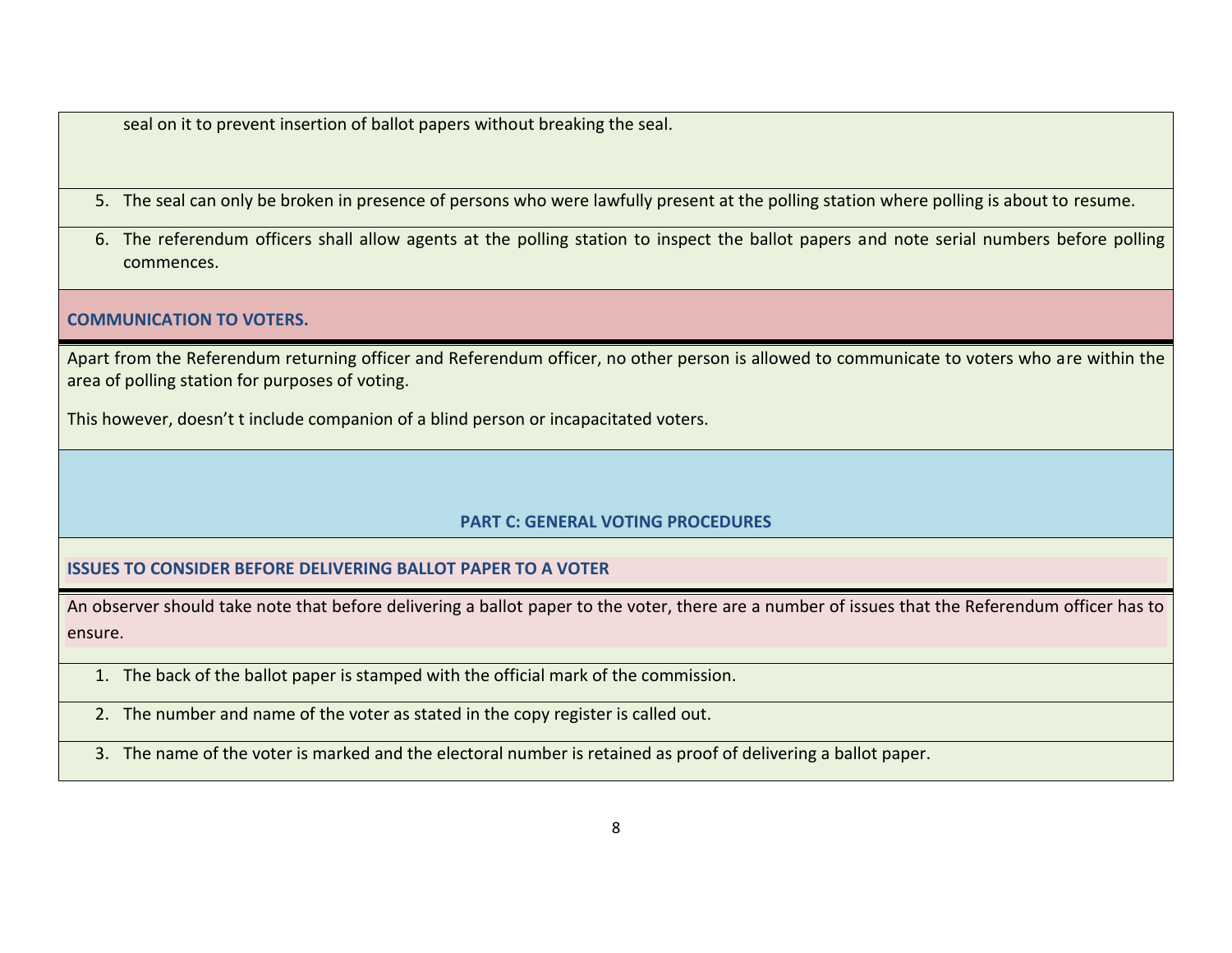seal on it to prevent insertion of ballot papers without breaking the seal.

5. The seal can only be broken in presence of persons who were lawfully present at the polling station where polling is about to resume.
6. The referendum officers shall allow agents at the polling station to inspect the ballot papers and note serial numbers before polling commences.

**COMMUNICATION TO VOTERS.**

Apart from the Referendum returning officer and Referendum officer, no other person is allowed to communicate to voters who are within the area of polling station for purposes of voting.

This however, doesn't t include companion of a blind person or incapacitated voters.

## PART C: GENERAL VOTING PROCEDURES

**ISSUES TO CONSIDER BEFORE DELIVERING BALLOT PAPER TO A VOTER**

An observer should take note that before delivering a ballot paper to the voter, there are a number of issues that the Referendum officer has to ensure.

1. The back of the ballot paper is stamped with the official mark of the commission.
2. The number and name of the voter as stated in the copy register is called out.
3. The name of the voter is marked and the electoral number is retained as proof of delivering a ballot paper.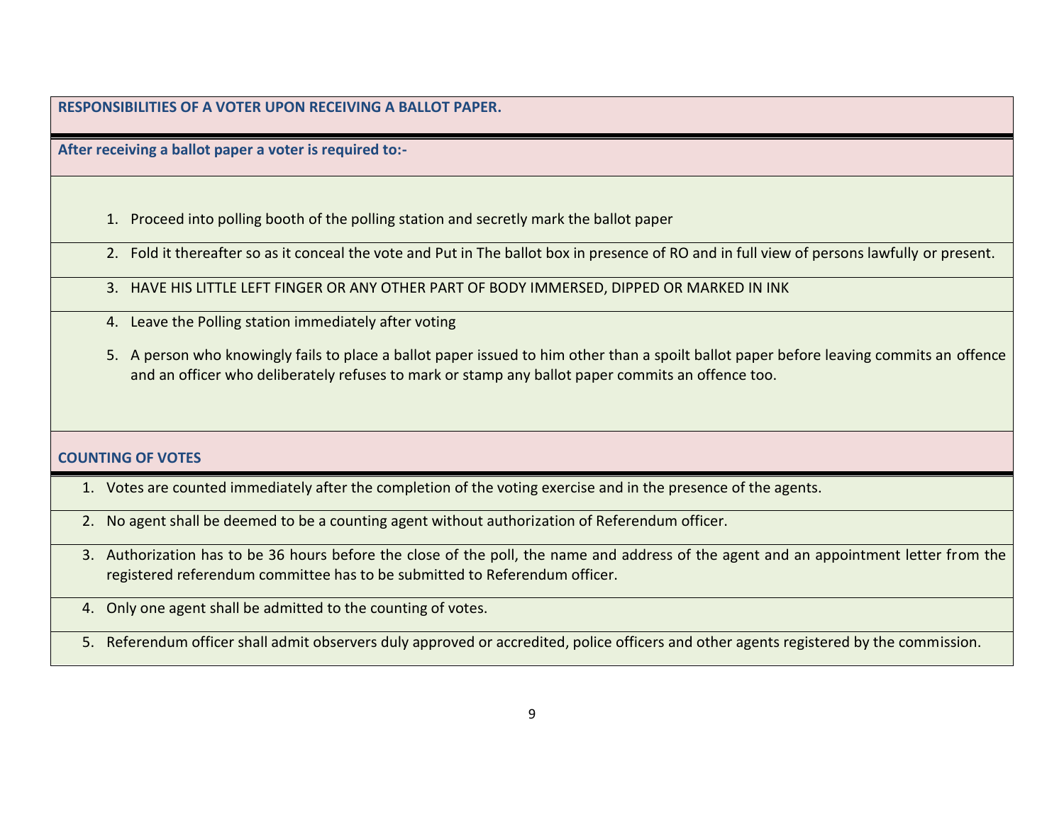**RESPONSIBILITIES OF A VOTER UPON RECEIVING A BALLOT PAPER.**

**After receiving a ballot paper a voter is required to:-**

1. Proceed into polling booth of the polling station and secretly mark the ballot paper
2. Fold it thereafter so as it conceal the vote and Put in The ballot box in presence of RO and in full view of persons lawfully or present.
3. HAVE HIS LITTLE LEFT FINGER OR ANY OTHER PART OF BODY IMMERSED, DIPPED OR MARKED IN INK
4. Leave the Polling station immediately after voting
5. A person who knowingly fails to place a ballot paper issued to him other than a spoilt ballot paper before leaving commits an offence and an officer who deliberately refuses to mark or stamp any ballot paper commits an offence too.

**COUNTING OF VOTES**

1. Votes are counted immediately after the completion of the voting exercise and in the presence of the agents.
2. No agent shall be deemed to be a counting agent without authorization of Referendum officer.
3. Authorization has to be 36 hours before the close of the poll, the name and address of the agent and an appointment letter from the registered referendum committee has to be submitted to Referendum officer.
4. Only one agent shall be admitted to the counting of votes.
5. Referendum officer shall admit observers duly approved or accredited, police officers and other agents registered by the commission.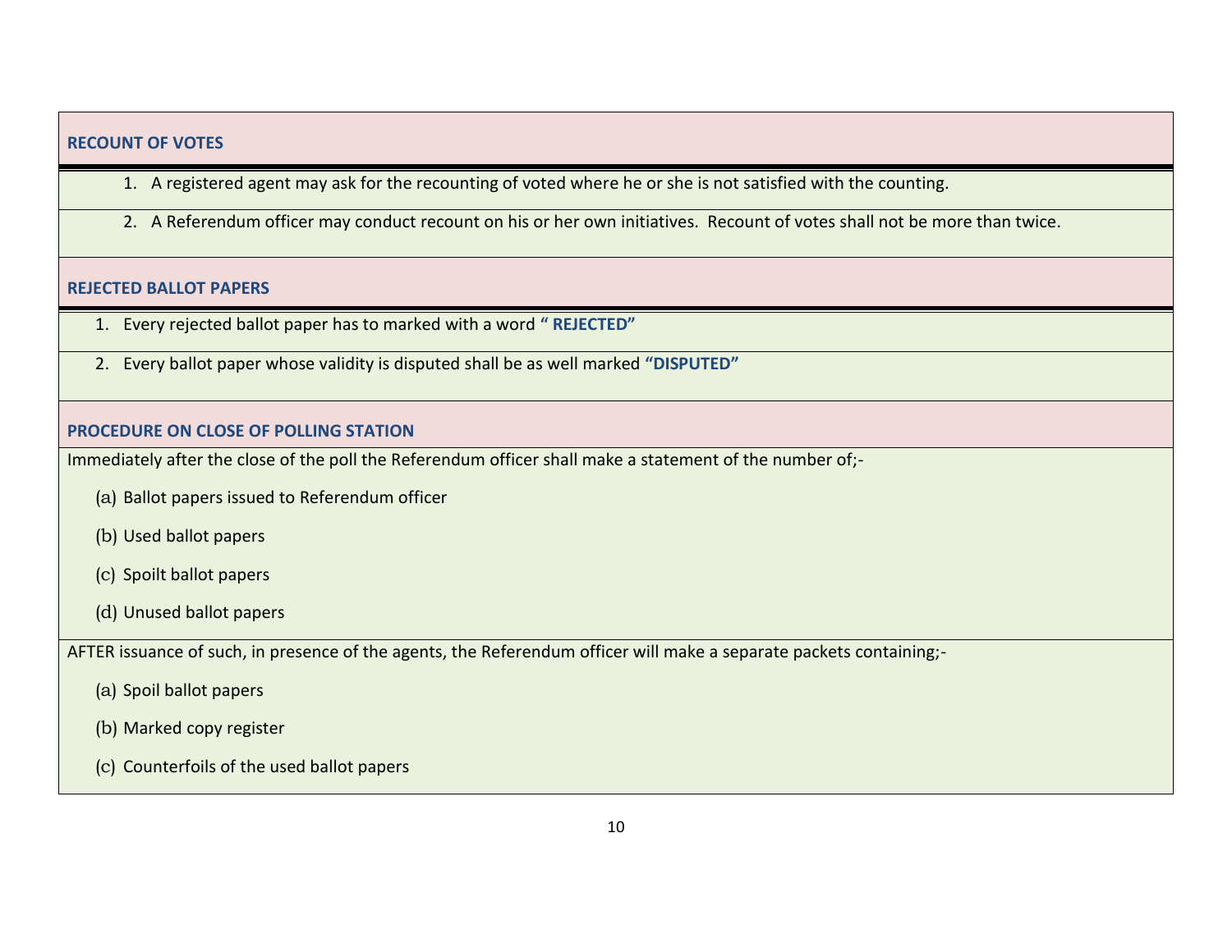## RECOUNT OF VOTES

1. A registered agent may ask for the recounting of voted where he or she is not satisfied with the counting.
2. A Referendum officer may conduct recount on his or her own initiatives. Recount of votes shall not be more than twice.

## REJECTED BALLOT PAPERS

1. Every rejected ballot paper has to marked with a word **" REJECTED"**
2. Every ballot paper whose validity is disputed shall be as well marked **"DISPUTED"**

## PROCEDURE ON CLOSE OF POLLING STATION

Immediately after the close of the poll the Referendum officer shall make a statement of the number of;-

(a) Ballot papers issued to Referendum officer

(b) Used ballot papers

(c) Spoilt ballot papers

(d) Unused ballot papers

AFTER issuance of such, in presence of the agents, the Referendum officer will make a separate packets containing;-

(a) Spoil ballot papers

(b) Marked copy register

(c) Counterfoils of the used ballot papers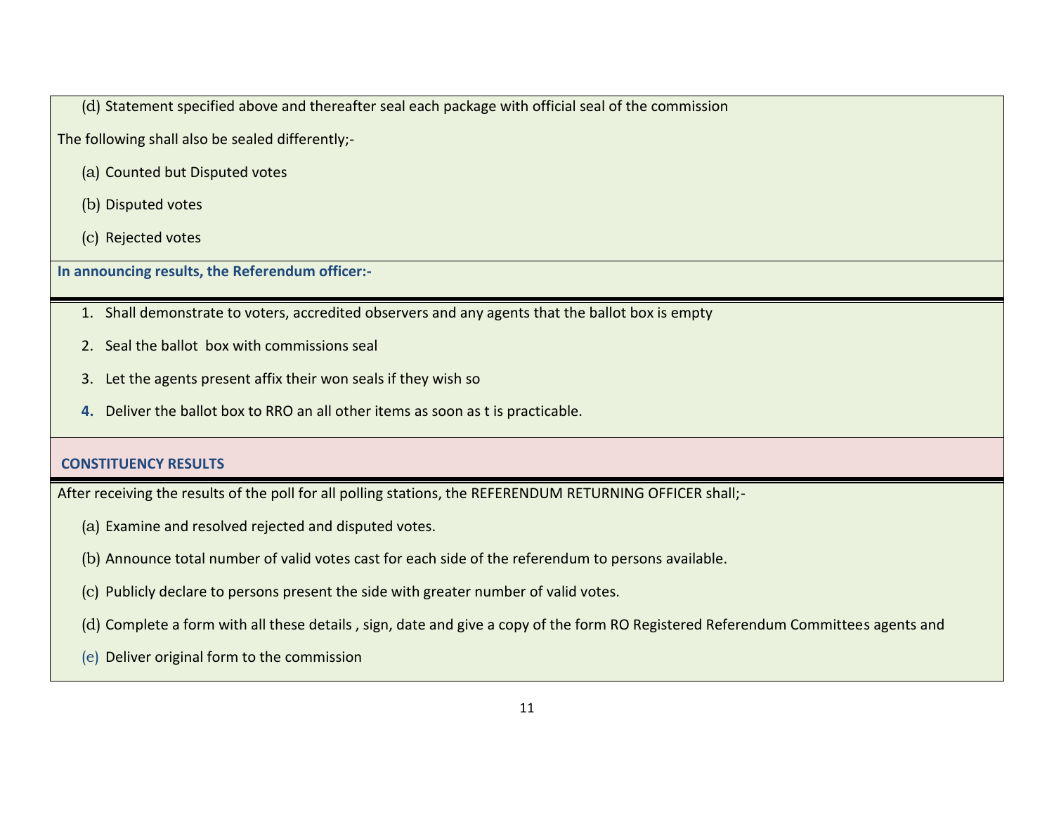(d) Statement specified above and thereafter seal each package with official seal of the commission

The following shall also be sealed differently;-

(a) Counted but Disputed votes

(b) Disputed votes

(c) Rejected votes

**In announcing results, the Referendum officer:-**

1. Shall demonstrate to voters, accredited observers and any agents that the ballot box is empty
2. Seal the ballot box with commissions seal
3. Let the agents present affix their won seals if they wish so
4. Deliver the ballot box to RRO an all other items as soon as t is practicable.

## CONSTITUENCY RESULTS

After receiving the results of the poll for all polling stations, the REFERENDUM RETURNING OFFICER shall;-

(a) Examine and resolved rejected and disputed votes.

(b) Announce total number of valid votes cast for each side of the referendum to persons available.

(c) Publicly declare to persons present the side with greater number of valid votes.

(d) Complete a form with all these details , sign, date and give a copy of the form RO Registered Referendum Committees agents and

(e) Deliver original form to the commission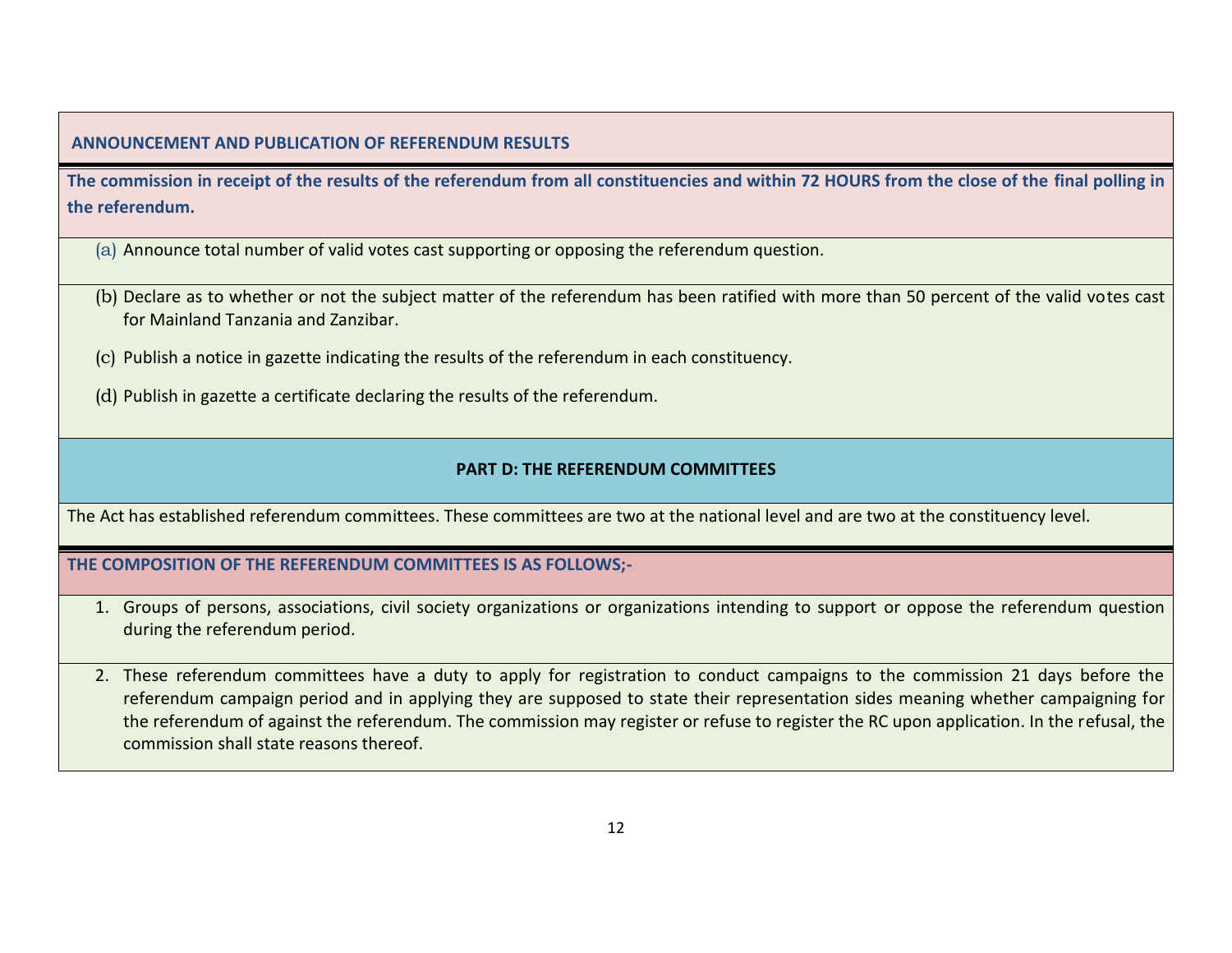**ANNOUNCEMENT AND PUBLICATION OF REFERENDUM RESULTS**

**The commission in receipt of the results of the referendum from all constituencies and within 72 HOURS from the close of the final polling in the referendum.**

(a) Announce total number of valid votes cast supporting or opposing the referendum question.

(b) Declare as to whether or not the subject matter of the referendum has been ratified with more than 50 percent of the valid votes cast for Mainland Tanzania and Zanzibar.

(c) Publish a notice in gazette indicating the results of the referendum in each constituency.

(d) Publish in gazette a certificate declaring the results of the referendum.

## PART D: THE REFERENDUM COMMITTEES

The Act has established referendum committees. These committees are two at the national level and are two at the constituency level.

**THE COMPOSITION OF THE REFERENDUM COMMITTEES IS AS FOLLOWS;-**

1. Groups of persons, associations, civil society organizations or organizations intending to support or oppose the referendum question during the referendum period.
2. These referendum committees have a duty to apply for registration to conduct campaigns to the commission 21 days before the referendum campaign period and in applying they are supposed to state their representation sides meaning whether campaigning for the referendum of against the referendum. The commission may register or refuse to register the RC upon application. In the refusal, the commission shall state reasons thereof.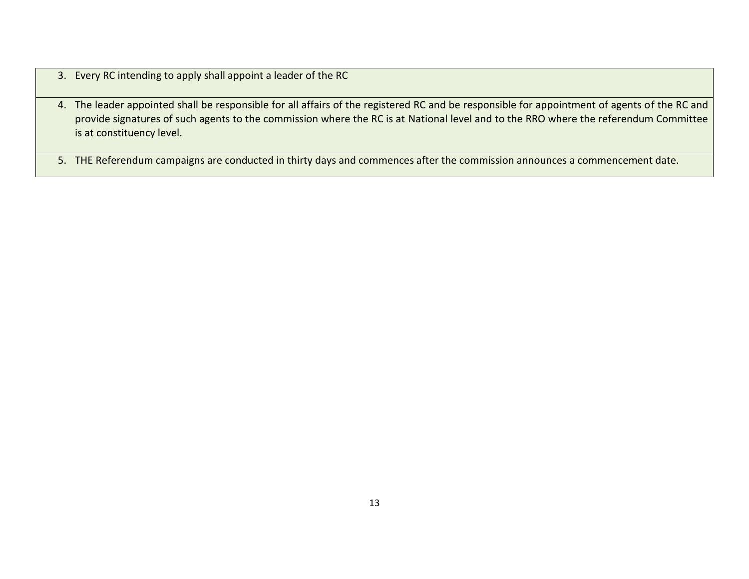|  |
| --- |
| 3. Every RC intending to apply shall appoint a leader of the RC |
| 4. The leader appointed shall be responsible for all affairs of the registered RC and be responsible for appointment of agents of the RC and provide signatures of such agents to the commission where the RC is at National level and to the RRO where the referendum Committee is at constituency level. |
| 5. THE Referendum campaigns are conducted in thirty days and commences after the commission announces a commencement date. |